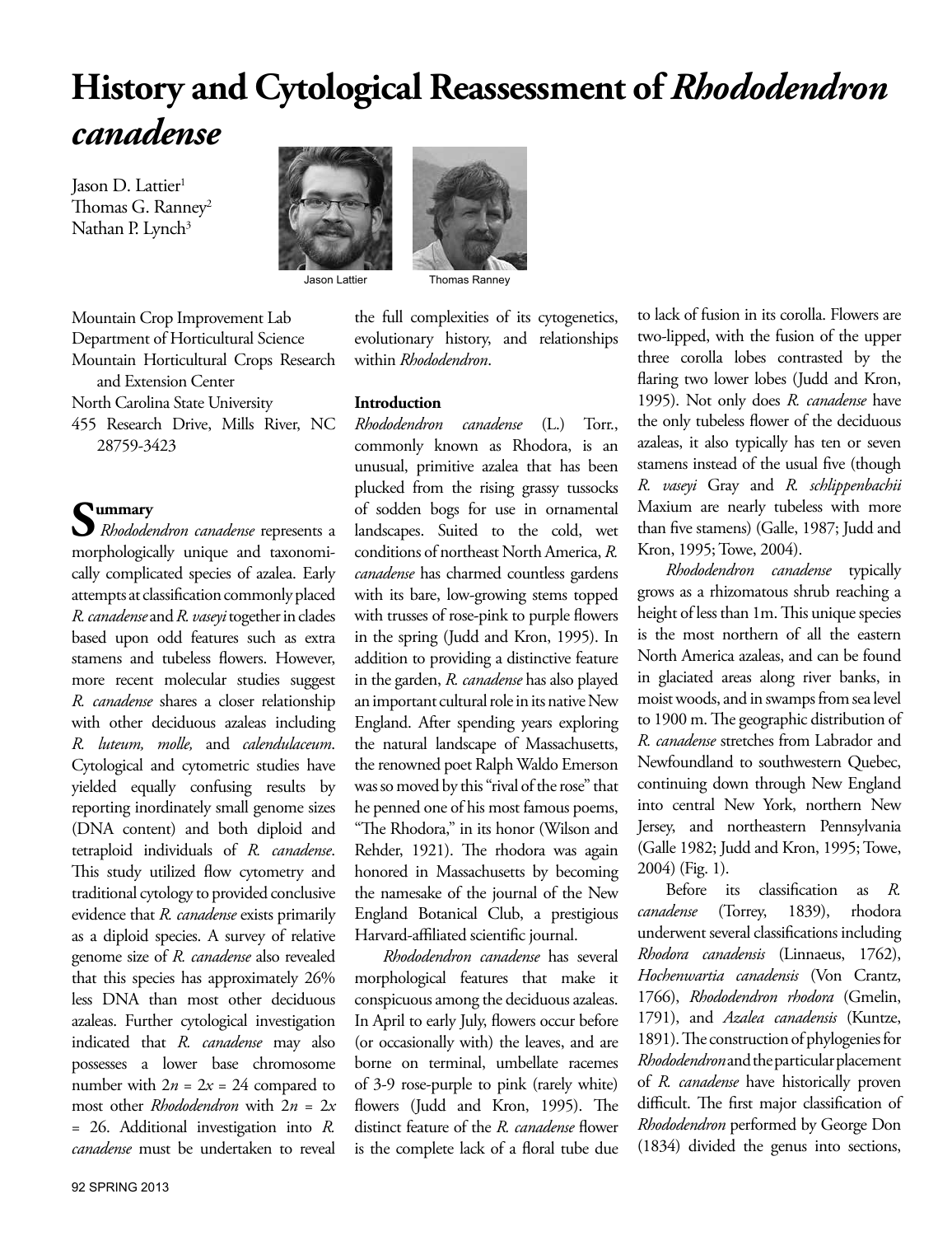# History and Cytological Reassessment of *Rhododendron canadense*

Jason D. Lattier[1]
Thomas G. Ranney[2]
Nathan P. Lynch[3]

Jason Lattier    Thomas Ranney

Mountain Crop Improvement Lab
Department of Horticultural Science
Mountain Horticultural Crops Research and Extension Center
North Carolina State University
455 Research Drive, Mills River, NC 28759-3423

## Summary

*Rhododendron canadense* represents a morphologically unique and taxonomically complicated species of azalea. Early attempts at classification commonly placed *R. canadense* and *R. vaseyi* together in clades based upon odd features such as extra stamens and tubeless flowers. However, more recent molecular studies suggest *R. canadense* shares a closer relationship with other deciduous azaleas including *R. luteum, molle,* and *calendulaceum*. Cytological and cytometric studies have yielded equally confusing results by reporting inordinately small genome sizes (DNA content) and both diploid and tetraploid individuals of *R. canadense*. This study utilized flow cytometry and traditional cytology to provided conclusive evidence that *R. canadense* exists primarily as a diploid species. A survey of relative genome size of *R. canadense* also revealed that this species has approximately 26% less DNA than most other deciduous azaleas. Further cytological investigation indicated that *R. canadense* may also possesses a lower base chromosome number with $2n = 2x = 24$ compared to most other *Rhododendron* with $2n = 2x = 26$. Additional investigation into *R. canadense* must be undertaken to reveal the full complexities of its cytogenetics, evolutionary history, and relationships within *Rhododendron*.

## Introduction

*Rhododendron canadense* (L.) Torr., commonly known as Rhodora, is an unusual, primitive azalea that has been plucked from the rising grassy tussocks of sodden bogs for use in ornamental landscapes. Suited to the cold, wet conditions of northeast North America, *R. canadense* has charmed countless gardens with its bare, low-growing stems topped with trusses of rose-pink to purple flowers in the spring (Judd and Kron, 1995). In addition to providing a distinctive feature in the garden, *R. canadense* has also played an important cultural role in its native New England. After spending years exploring the natural landscape of Massachusetts, the renowned poet Ralph Waldo Emerson was so moved by this "rival of the rose" that he penned one of his most famous poems, "The Rhodora," in its honor (Wilson and Rehder, 1921). The rhodora was again honored in Massachusetts by becoming the namesake of the journal of the New England Botanical Club, a prestigious Harvard-affiliated scientific journal.

*Rhododendron canadense* has several morphological features that make it conspicuous among the deciduous azaleas. In April to early July, flowers occur before (or occasionally with) the leaves, and are borne on terminal, umbellate racemes of 3-9 rose-purple to pink (rarely white) flowers (Judd and Kron, 1995). The distinct feature of the *R. canadense* flower is the complete lack of a floral tube due to lack of fusion in its corolla. Flowers are two-lipped, with the fusion of the upper three corolla lobes contrasted by the flaring two lower lobes (Judd and Kron, 1995). Not only does *R. canadense* have the only tubeless flower of the deciduous azaleas, it also typically has ten or seven stamens instead of the usual five (though *R. vaseyi* Gray and *R. schlippenbachii* Maxium are nearly tubeless with more than five stamens) (Galle, 1987; Judd and Kron, 1995; Towe, 2004).

*Rhododendron canadense* typically grows as a rhizomatous shrub reaching a height of less than 1m. This unique species is the most northern of all the eastern North America azaleas, and can be found in glaciated areas along river banks, in moist woods, and in swamps from sea level to 1900 m. The geographic distribution of *R. canadense* stretches from Labrador and Newfoundland to southwestern Quebec, continuing down through New England into central New York, northern New Jersey, and northeastern Pennsylvania (Galle 1982; Judd and Kron, 1995; Towe, 2004) (Fig. 1).

Before its classification as *R. canadense* (Torrey, 1839), rhodora underwent several classifications including *Rhodora canadensis* (Linnaeus, 1762), *Hochenwartia canadensis* (Von Crantz, 1766), *Rhododendron rhodora* (Gmelin, 1791), and *Azalea canadensis* (Kuntze, 1891). The construction of phylogenies for *Rhododendron* and the particular placement of *R. canadense* have historically proven difficult. The first major classification of *Rhododendron* performed by George Don (1834) divided the genus into sections,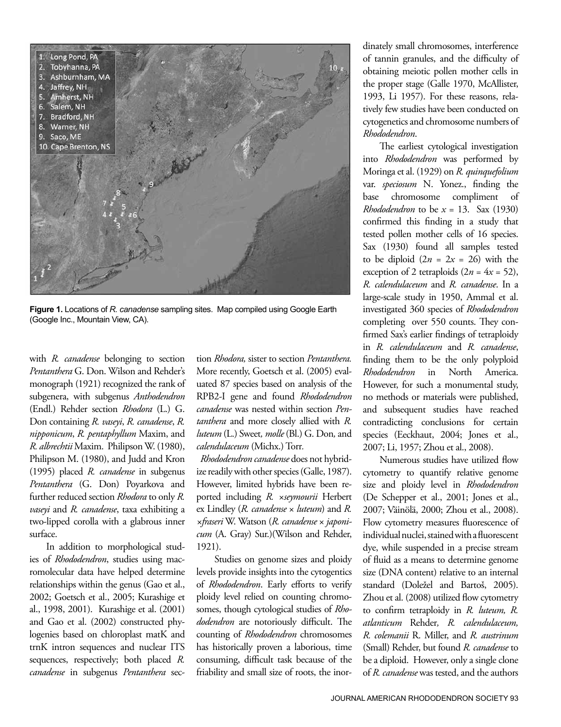Figure 1. Locations of *R. canadense* sampling sites. Map compiled using Google Earth (Google Inc., Mountain View, CA).

with *R. canadense* belonging to section *Pentanthera* G. Don. Wilson and Rehder's monograph (1921) recognized the rank of subgenera, with subgenus *Anthodendron* (Endl.) Rehder section *Rhodora* (L.) G. Don containing *R. vaseyi*, *R. canadense*, *R. nipponicum*, *R. pentaphyllum* Maxim, and *R. albrechtii* Maxim. Philipson W. (1980), Philipson M. (1980), and Judd and Kron (1995) placed *R. canadense* in subgenus *Pentanthera* (G. Don) Poyarkova and further reduced section *Rhodora* to only *R. vaseyi* and *R. canadense*, taxa exhibiting a two-lipped corolla with a glabrous inner surface.

In addition to morphological studies of *Rhododendron*, studies using macromolecular data have helped determine relationships within the genus (Gao et al., 2002; Goetsch et al., 2005; Kurashige et al., 1998, 2001). Kurashige et al. (2001) and Gao et al. (2002) constructed phylogenies based on chloroplast matK and trnK intron sequences and nuclear ITS sequences, respectively; both placed *R. canadense* in subgenus *Pentanthera* section *Rhodora,* sister to section *Pentanthera.* More recently, Goetsch et al. (2005) evaluated 87 species based on analysis of the RPB2-I gene and found *Rhododendron canadense* was nested within section *Pentanthera* and more closely allied with *R. luteum* (L.) Sweet*, molle* (Bl.) G. Don*,* and *calendulaceum* (Michx.) Torr*.*

*Rhododendron canadense* does not hybridize readily with other species (Galle, 1987). However, limited hybrids have been reported including *R. ×seymourii* Herbert ex Lindley (*R. canadense × luteum*) and *R. ×fraseri* W. Watson (*R. canadense × japonicum* (A. Gray) Sur.)(Wilson and Rehder, 1921).

Studies on genome sizes and ploidy levels provide insights into the cytogentics of *Rhododendron*. Early efforts to verify ploidy level relied on counting chromosomes, though cytological studies of *Rhododendron* are notoriously difficult. The counting of *Rhododendron* chromosomes has historically proven a laborious, time consuming, difficult task because of the friability and small size of roots, the inordinately small chromosomes, interference of tannin granules, and the difficulty of obtaining meiotic pollen mother cells in the proper stage (Galle 1970, McAllister, 1993, Li 1957). For these reasons, relatively few studies have been conducted on cytogenetics and chromosome numbers of *Rhododendron*.

The earliest cytological investigation into *Rhododendron* was performed by Moringa et al. (1929) on *R. quinquefolium* var. *speciosum* N. Yonez., finding the base chromosome compliment of *Rhododendron* to be $x = 13$. Sax (1930) confirmed this finding in a study that tested pollen mother cells of 16 species. Sax (1930) found all samples tested to be diploid ($2n = 2x = 26$) with the exception of 2 tetraploids ($2n = 4x = 52$), *R. calendulaceum* and *R. canadense*. In a large-scale study in 1950, Ammal et al. investigated 360 species of *Rhododendron* completing over 550 counts. They confirmed Sax's earlier findings of tetraploidy in *R. calendulaceum* and *R. canadense*, finding them to be the only polyploid *Rhododendron* in North America. However, for such a monumental study, no methods or materials were published, and subsequent studies have reached contradicting conclusions for certain species (Eeckhaut, 2004; Jones et al., 2007; Li, 1957; Zhou et al., 2008).

Numerous studies have utilized flow cytometry to quantify relative genome size and ploidy level in *Rhododendron* (De Schepper et al., 2001; Jones et al., 2007; Väinölä, 2000; Zhou et al., 2008). Flow cytometry measures fluorescence of individual nuclei, stained with a fluorescent dye, while suspended in a precise stream of fluid as a means to determine genome size (DNA content) relative to an internal standard (Doležel and Bartoš, 2005). Zhou et al. (2008) utilized flow cytometry to confirm tetraploidy in *R. luteum, R. atlanticum* Rehder*, R. calendulaceum, R. colemanii* R. Miller, and *R. austrinum* (Small) Rehder, but found *R. canadense* to be a diploid. However, only a single clone of *R. canadense* was tested, and the authors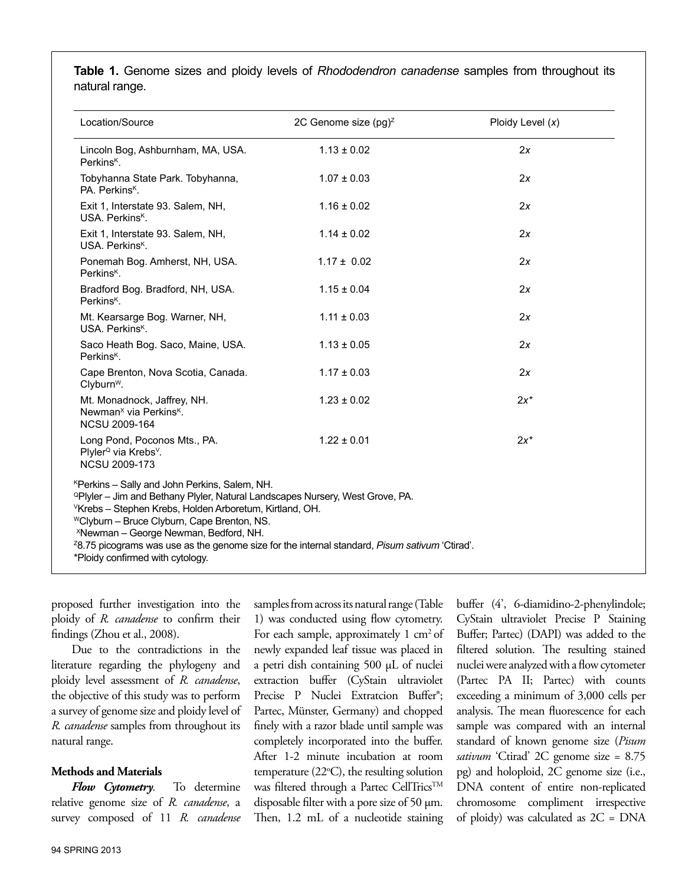**Table 1.** Genome sizes and ploidy levels of *Rhododendron canadense* samples from throughout its natural range.

| Location/Source | 2C Genome size (pg)[Z] | Ploidy Level (*x*) |
|---|---|---|
| Lincoln Bog, Ashburnham, MA, USA. Perkins[K]. | 1.13 ± 0.02 | 2*x* |
| Tobyhanna State Park. Tobyhanna, PA. Perkins[K]. | 1.07 ± 0.03 | 2*x* |
| Exit 1, Interstate 93. Salem, NH, USA. Perkins[K]. | 1.16 ± 0.02 | 2*x* |
| Exit 1, Interstate 93. Salem, NH, USA. Perkins[K]. | 1.14 ± 0.02 | 2*x* |
| Ponemah Bog. Amherst, NH, USA. Perkins[K]. | 1.17 ± 0.02 | 2*x* |
| Bradford Bog. Bradford, NH, USA. Perkins[K]. | 1.15 ± 0.04 | 2*x* |
| Mt. Kearsarge Bog. Warner, NH, USA. Perkins[K]. | 1.11 ± 0.03 | 2*x* |
| Saco Heath Bog. Saco, Maine, USA. Perkins[K]. | 1.13 ± 0.05 | 2*x* |
| Cape Brenton, Nova Scotia, Canada. Clyburn[W]. | 1.17 ± 0.03 | 2*x* |
| Mt. Monadnock, Jaffrey, NH. Newman[X] via Perkins[K]. NCSU 2009-164 | 1.23 ± 0.02 | 2*x** |
| Long Pond, Poconos Mts., PA. Plyler[Q] via Krebs[V]. NCSU 2009-173 | 1.22 ± 0.01 | 2*x** |

[K]Perkins – Sally and John Perkins, Salem, NH.
[Q]Plyler – Jim and Bethany Plyler, Natural Landscapes Nursery, West Grove, PA.
[V]Krebs – Stephen Krebs, Holden Arboretum, Kirtland, OH.
[W]Clyburn – Bruce Clyburn, Cape Brenton, NS.
[X]Newman – George Newman, Bedford, NH.
[Z]8.75 picograms was use as the genome size for the internal standard, *Pisum sativum* 'Ctirad'.
*Ploidy confirmed with cytology.

proposed further investigation into the ploidy of *R. canadense* to confirm their findings (Zhou et al., 2008).

Due to the contradictions in the literature regarding the phylogeny and ploidy level assessment of *R. canadense*, the objective of this study was to perform a survey of genome size and ploidy level of *R. canadense* samples from throughout its natural range.

## Methods and Materials

***Flow Cytometry.*** To determine relative genome size of *R. canadense*, a survey composed of 11 *R. canadense* samples from across its natural range (Table 1) was conducted using flow cytometry. For each sample, approximately 1 cm$^2$ of newly expanded leaf tissue was placed in a petri dish containing 500 µL of nuclei extraction buffer (CyStain ultraviolet Precise P Nuclei Extratcion Buffer®; Partec, Münster, Germany) and chopped finely with a razor blade until sample was completely incorporated into the buffer. After 1-2 minute incubation at room temperature (22°C), the resulting solution was filtered through a Partec CellTrics™ disposable filter with a pore size of 50 µm. Then, 1.2 mL of a nucleotide staining buffer (4', 6-diamidino-2-phenylindole; CyStain ultraviolet Precise P Staining Buffer; Partec) (DAPI) was added to the filtered solution. The resulting stained nuclei were analyzed with a flow cytometer (Partec PA II; Partec) with counts exceeding a minimum of 3,000 cells per analysis. The mean fluorescence for each sample was compared with an internal standard of known genome size (*Pisum sativum* 'Ctirad' 2C genome size = 8.75 pg) and holoploid, 2C genome size (i.e., DNA content of entire non-replicated chromosome compliment irrespective of ploidy) was calculated as 2C = DNA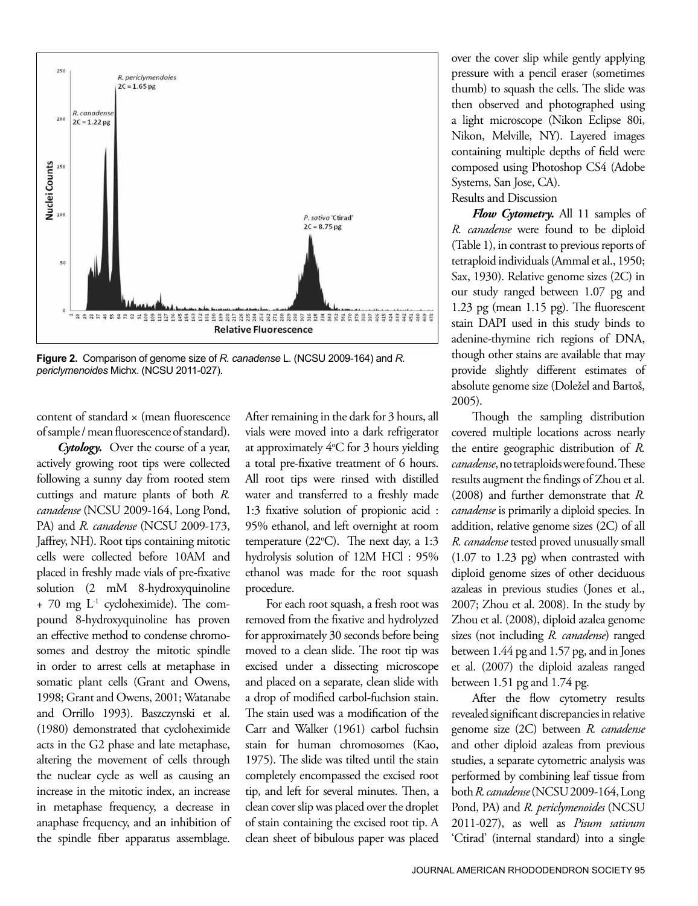**Figure 2.** Comparison of genome size of *R. canadense* L. (NCSU 2009-164) and *R. periclymenoides* Michx. (NCSU 2011-027).

content of standard × (mean fluorescence of sample / mean fluorescence of standard).

***Cytology.*** Over the course of a year, actively growing root tips were collected following a sunny day from rooted stem cuttings and mature plants of both *R. canadense* (NCSU 2009-164, Long Pond, PA) and *R. canadense* (NCSU 2009-173, Jaffrey, NH). Root tips containing mitotic cells were collected before 10AM and placed in freshly made vials of pre-fixative solution (2 mM 8-hydroxyquinoline + 70 mg $L^{-1}$ cycloheximide). The compound 8-hydroxyquinoline has proven an effective method to condense chromosomes and destroy the mitotic spindle in order to arrest cells at metaphase in somatic plant cells (Grant and Owens, 1998; Grant and Owens, 2001; Watanabe and Orrillo 1993). Baszczynski et al. (1980) demonstrated that cycloheximide acts in the G2 phase and late metaphase, altering the movement of cells through the nuclear cycle as well as causing an increase in the mitotic index, an increase in metaphase frequency, a decrease in anaphase frequency, and an inhibition of the spindle fiber apparatus assemblage. After remaining in the dark for 3 hours, all vials were moved into a dark refrigerator at approximately 4°C for 3 hours yielding a total pre-fixative treatment of 6 hours. All root tips were rinsed with distilled water and transferred to a freshly made 1:3 fixative solution of propionic acid : 95% ethanol, and left overnight at room temperature (22°C). The next day, a 1:3 hydrolysis solution of 12M HCl : 95% ethanol was made for the root squash procedure.

For each root squash, a fresh root was removed from the fixative and hydrolyzed for approximately 30 seconds before being moved to a clean slide. The root tip was excised under a dissecting microscope and placed on a separate, clean slide with a drop of modified carbol-fuchsion stain. The stain used was a modification of the Carr and Walker (1961) carbol fuchsin stain for human chromosomes (Kao, 1975). The slide was tilted until the stain completely encompassed the excised root tip, and left for several minutes. Then, a clean cover slip was placed over the droplet of stain containing the excised root tip. A clean sheet of bibulous paper was placed over the cover slip while gently applying pressure with a pencil eraser (sometimes thumb) to squash the cells. The slide was then observed and photographed using a light microscope (Nikon Eclipse 80i, Nikon, Melville, NY). Layered images containing multiple depths of field were composed using Photoshop CS4 (Adobe Systems, San Jose, CA).

## Results and Discussion

***Flow Cytometry.*** All 11 samples of *R. canadense* were found to be diploid (Table 1), in contrast to previous reports of tetraploid individuals (Ammal et al., 1950; Sax, 1930). Relative genome sizes (2C) in our study ranged between 1.07 pg and 1.23 pg (mean 1.15 pg). The fluorescent stain DAPI used in this study binds to adenine-thymine rich regions of DNA, though other stains are available that may provide slightly different estimates of absolute genome size (Doležel and Bartoš, 2005).

Though the sampling distribution covered multiple locations across nearly the entire geographic distribution of *R. canadense*, no tetraploids were found. These results augment the findings of Zhou et al. (2008) and further demonstrate that *R. canadense* is primarily a diploid species. In addition, relative genome sizes (2C) of all *R. canadense* tested proved unusually small (1.07 to 1.23 pg) when contrasted with diploid genome sizes of other deciduous azaleas in previous studies (Jones et al., 2007; Zhou et al. 2008). In the study by Zhou et al. (2008), diploid azalea genome sizes (not including *R. canadense*) ranged between 1.44 pg and 1.57 pg, and in Jones et al. (2007) the diploid azaleas ranged between 1.51 pg and 1.74 pg.

After the flow cytometry results revealed significant discrepancies in relative genome size (2C) between *R. canadense* and other diploid azaleas from previous studies, a separate cytometric analysis was performed by combining leaf tissue from both *R. canadense* (NCSU 2009-164, Long Pond, PA) and *R. periclymenoides* (NCSU 2011-027), as well as *Pisum sativum* 'Ctirad' (internal standard) into a single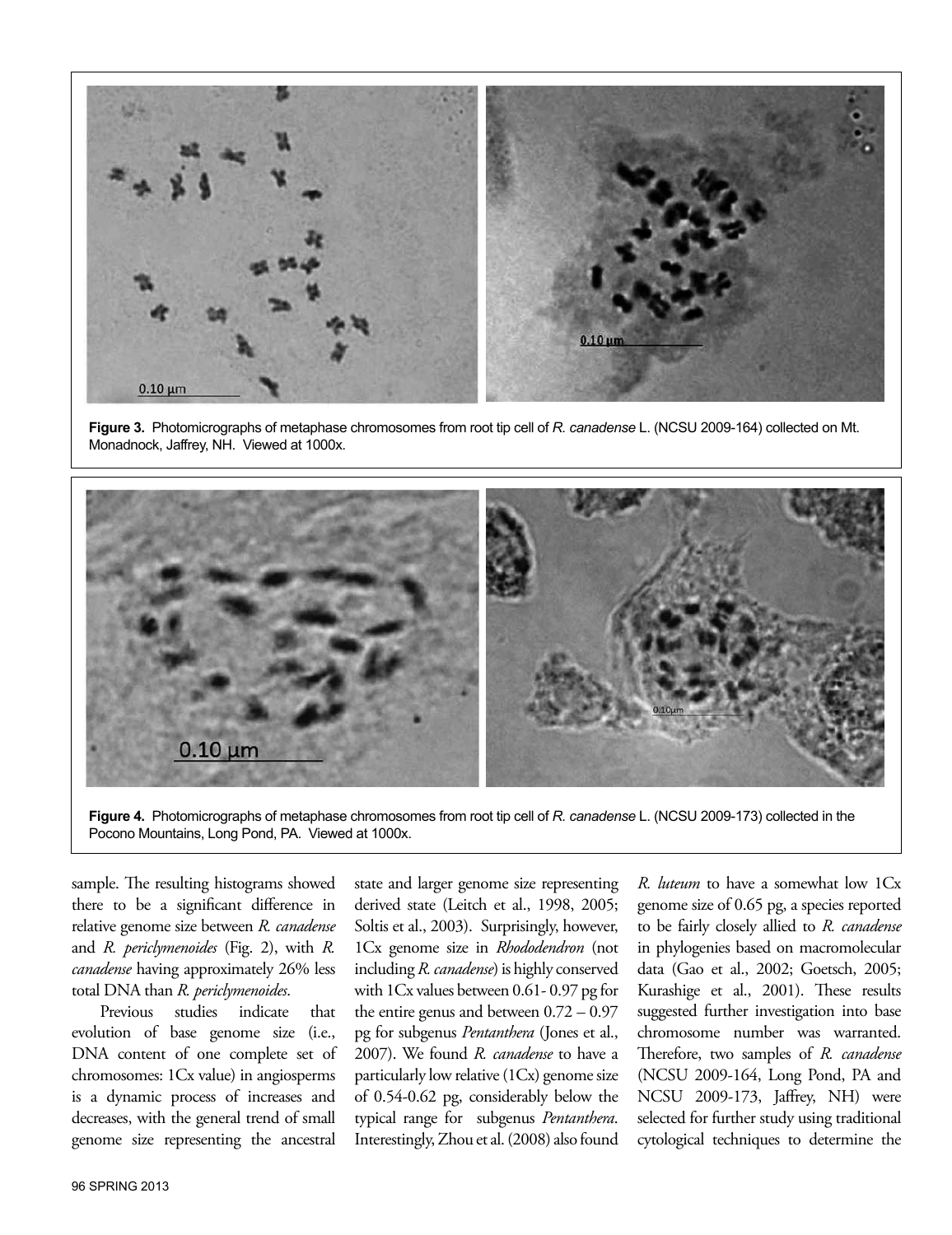Figure 3. Photomicrographs of metaphase chromosomes from root tip cell of *R. canadense* L. (NCSU 2009-164) collected on Mt. Monadnock, Jaffrey, NH. Viewed at 1000x.

Figure 4. Photomicrographs of metaphase chromosomes from root tip cell of *R. canadense* L. (NCSU 2009-173) collected in the Pocono Mountains, Long Pond, PA. Viewed at 1000x.

sample. The resulting histograms showed there to be a significant difference in relative genome size between *R. canadense* and *R. periclymenoides* (Fig. 2), with *R. canadense* having approximately 26% less total DNA than *R. periclymenoides*.

Previous studies indicate that evolution of base genome size (i.e., DNA content of one complete set of chromosomes: 1Cx value) in angiosperms is a dynamic process of increases and decreases, with the general trend of small genome size representing the ancestral state and larger genome size representing derived state (Leitch et al., 1998, 2005; Soltis et al., 2003). Surprisingly, however, 1Cx genome size in *Rhododendron* (not including *R. canadense*) is highly conserved with 1Cx values between 0.61- 0.97 pg for the entire genus and between 0.72 – 0.97 pg for subgenus *Pentanthera* (Jones et al., 2007). We found *R. canadense* to have a particularly low relative (1Cx) genome size of 0.54-0.62 pg, considerably below the typical range for subgenus *Pentanthera*. Interestingly, Zhou et al. (2008) also found *R. luteum* to have a somewhat low 1Cx genome size of 0.65 pg, a species reported to be fairly closely allied to *R. canadense* in phylogenies based on macromolecular data (Gao et al., 2002; Goetsch, 2005; Kurashige et al., 2001). These results suggested further investigation into base chromosome number was warranted. Therefore, two samples of *R. canadense* (NCSU 2009-164, Long Pond, PA and NCSU 2009-173, Jaffrey, NH) were selected for further study using traditional cytological techniques to determine the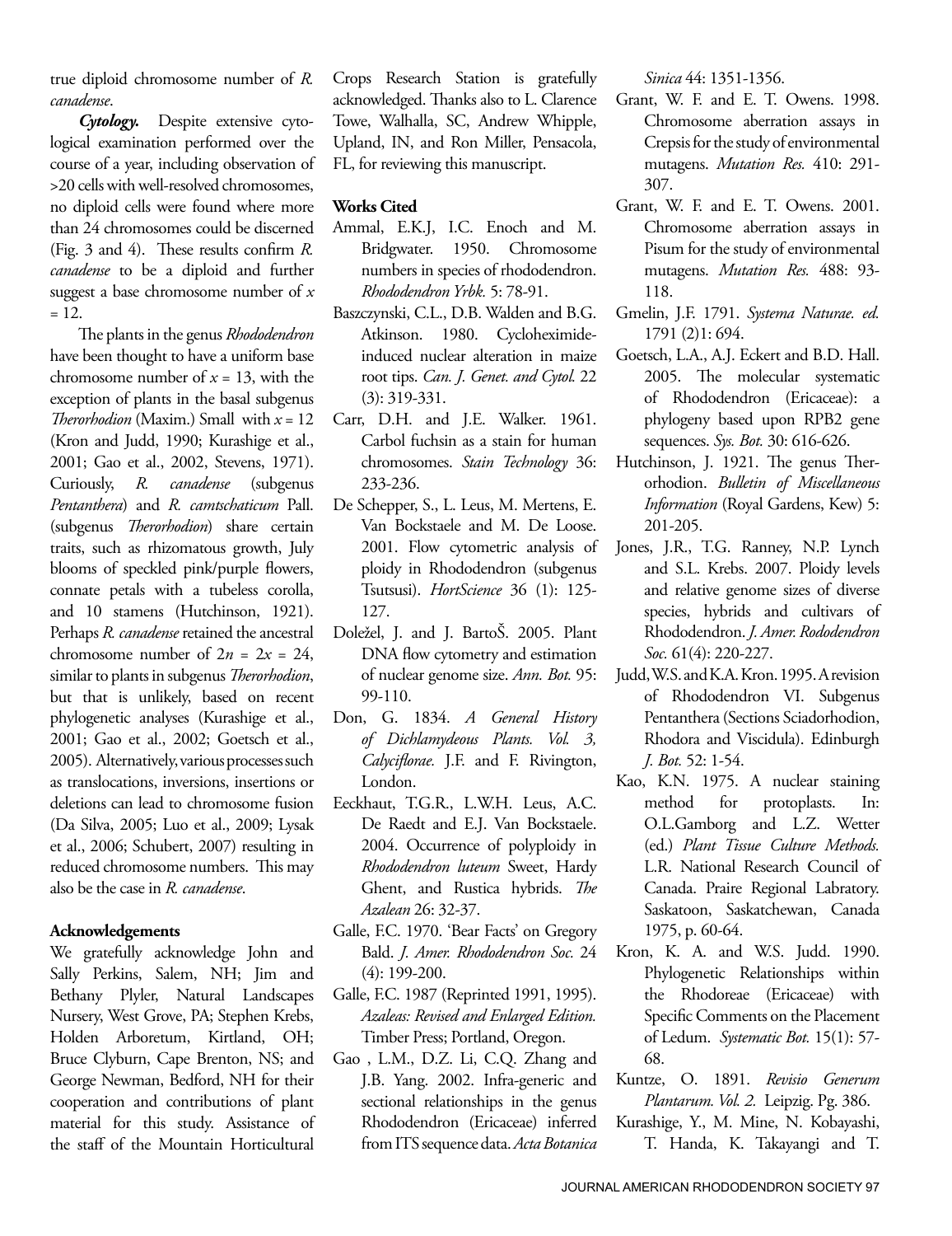true diploid chromosome number of *R. canadense*.

***Cytology.*** Despite extensive cytological examination performed over the course of a year, including observation of >20 cells with well-resolved chromosomes, no diploid cells were found where more than 24 chromosomes could be discerned (Fig. 3 and 4). These results confirm *R. canadense* to be a diploid and further suggest a base chromosome number of $x = 12$.

The plants in the genus *Rhododendron* have been thought to have a uniform base chromosome number of $x = 13$, with the exception of plants in the basal subgenus *Therorhodion* (Maxim.) Small with $x = 12$ (Kron and Judd, 1990; Kurashige et al., 2001; Gao et al., 2002, Stevens, 1971). Curiously, *R. canadense* (subgenus *Pentanthera*) and *R. camtschaticum* Pall. (subgenus *Therorhodion*) share certain traits, such as rhizomatous growth, July blooms of speckled pink/purple flowers, connate petals with a tubeless corolla, and 10 stamens (Hutchinson, 1921). Perhaps *R. canadense* retained the ancestral chromosome number of $2n = 2x = 24$, similar to plants in subgenus *Therorhodion*, but that is unlikely, based on recent phylogenetic analyses (Kurashige et al., 2001; Gao et al., 2002; Goetsch et al., 2005). Alternatively, various processes such as translocations, inversions, insertions or deletions can lead to chromosome fusion (Da Silva, 2005; Luo et al., 2009; Lysak et al., 2006; Schubert, 2007) resulting in reduced chromosome numbers. This may also be the case in *R. canadense*.

**Acknowledgements**

We gratefully acknowledge John and Sally Perkins, Salem, NH; Jim and Bethany Plyler, Natural Landscapes Nursery, West Grove, PA; Stephen Krebs, Holden Arboretum, Kirtland, OH; Bruce Clyburn, Cape Brenton, NS; and George Newman, Bedford, NH for their cooperation and contributions of plant material for this study. Assistance of the staff of the Mountain Horticultural Crops Research Station is gratefully acknowledged. Thanks also to L. Clarence Towe, Walhalla, SC, Andrew Whipple, Upland, IN, and Ron Miller, Pensacola, FL, for reviewing this manuscript.

**Works Cited**

Ammal, E.K.J, I.C. Enoch and M. Bridgwater. 1950. Chromosome numbers in species of rhododendron. *Rhododendron Yrbk.* 5: 78-91.

Baszczynski, C.L., D.B. Walden and B.G. Atkinson. 1980. Cycloheximide-induced nuclear alteration in maize root tips. *Can. J. Genet. and Cytol.* 22 (3): 319-331.

Carr, D.H. and J.E. Walker. 1961. Carbol fuchsin as a stain for human chromosomes. *Stain Technology* 36: 233-236.

De Schepper, S., L. Leus, M. Mertens, E. Van Bockstaele and M. De Loose. 2001. Flow cytometric analysis of ploidy in Rhododendron (subgenus Tsutsusi). *HortScience* 36 (1): 125-127.

Doležel, J. and J. BartoŠ. 2005. Plant DNA flow cytometry and estimation of nuclear genome size. *Ann. Bot.* 95: 99-110.

Don, G. 1834. *A General History of Dichlamydeous Plants. Vol. 3, Calyciflorae.* J.F. and F. Rivington, London.

Eeckhaut, T.G.R., L.W.H. Leus, A.C. De Raedt and E.J. Van Bockstaele. 2004. Occurrence of polyploidy in *Rhododendron luteum* Sweet, Hardy Ghent, and Rustica hybrids. *The Azalean* 26: 32-37.

Galle, F.C. 1970. 'Bear Facts' on Gregory Bald. *J. Amer. Rhododendron Soc.* 24 (4): 199-200.

Galle, F.C. 1987 (Reprinted 1991, 1995). *Azaleas: Revised and Enlarged Edition.* Timber Press; Portland, Oregon.

Gao , L.M., D.Z. Li, C.Q. Zhang and J.B. Yang. 2002. Infra-generic and sectional relationships in the genus Rhododendron (Ericaceae) inferred from ITS sequence data. *Acta Botanica Sinica* 44: 1351-1356.

Grant, W. F. and E. T. Owens. 1998. Chromosome aberration assays in Crepsis for the study of environmental mutagens. *Mutation Res.* 410: 291-307.

Grant, W. F. and E. T. Owens. 2001. Chromosome aberration assays in Pisum for the study of environmental mutagens. *Mutation Res.* 488: 93-118.

Gmelin, J.F. 1791. *Systema Naturae. ed.* 1791 (2)1: 694.

Goetsch, L.A., A.J. Eckert and B.D. Hall. 2005. The molecular systematic of Rhododendron (Ericaceae): a phylogeny based upon RPB2 gene sequences. *Sys. Bot.* 30: 616-626.

Hutchinson, J. 1921. The genus Therorhodion. *Bulletin of Miscellaneous Information* (Royal Gardens, Kew) 5: 201-205.

Jones, J.R., T.G. Ranney, N.P. Lynch and S.L. Krebs. 2007. Ploidy levels and relative genome sizes of diverse species, hybrids and cultivars of Rhododendron. *J. Amer. Rododendron Soc.* 61(4): 220-227.

Judd, W.S. and K.A. Kron. 1995. A revision of Rhododendron VI. Subgenus Pentanthera (Sections Sciadorhodion, Rhodora and Viscidula). Edinburgh *J. Bot.* 52: 1-54.

Kao, K.N. 1975. A nuclear staining method for protoplasts. In: O.L.Gamborg and L.Z. Wetter (ed.) *Plant Tissue Culture Methods.* L.R. National Research Council of Canada. Praire Regional Labratory. Saskatoon, Saskatchewan, Canada 1975, p. 60-64.

Kron, K. A. and W.S. Judd. 1990. Phylogenetic Relationships within the Rhodoreae (Ericaceae) with Specific Comments on the Placement of Ledum. *Systematic Bot.* 15(1): 57-68.

Kuntze, O. 1891. *Revisio Generum Plantarum. Vol. 2.* Leipzig. Pg. 386.

Kurashige, Y., M. Mine, N. Kobayashi, T. Handa, K. Takayangi and T.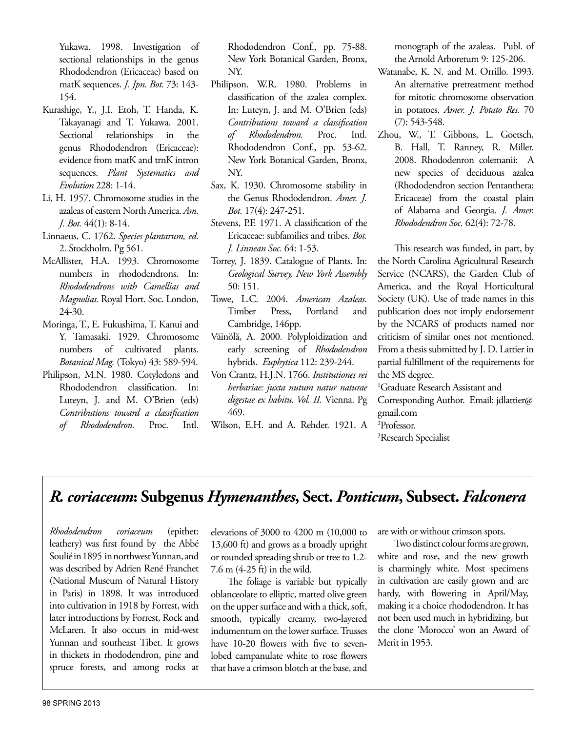Yukawa. 1998. Investigation of sectional relationships in the genus Rhododendron (Ericaceae) based on matK sequences. *J. Jpn. Bot.* 73: 143-154.

Kurashige, Y., J.I. Etoh, T. Handa, K. Takayanagi and T. Yukawa. 2001. Sectional relationships in the genus Rhododendron (Ericaceae): evidence from matK and trnK intron sequences. *Plant Systematics and Evolution* 228: 1-14.

Li, H. 1957. Chromosome studies in the azaleas of eastern North America. *Am. J. Bot.* 44(1): 8-14.

Linnaeus, C. 1762. *Species plantarum, ed.* 2. Stockholm. Pg 561.

McAllister, H.A. 1993. Chromosome numbers in rhododendrons. In: *Rhododendrons with Camellias and Magnolias.* Royal Hort. Soc. London, 24-30.

Moringa, T., E. Fukushima, T. Kanui and Y. Tamasaki. 1929. Chromosome numbers of cultivated plants. *Botanical Mag.* (Tokyo) 43: 589-594.

Philipson, M.N. 1980. Cotyledons and Rhododendron classification. In: Luteyn, J. and M. O'Brien (eds) *Contributions toward a classification of Rhododendron.* Proc. Intl. Rhododendron Conf., pp. 75-88. New York Botanical Garden, Bronx, NY.

Philipson. W.R. 1980. Problems in classification of the azalea complex. In: Luteyn, J. and M. O'Brien (eds) *Contributions toward a classification of Rhododendron.* Proc. Intl. Rhododendron Conf., pp. 53-62. New York Botanical Garden, Bronx, NY.

Sax, K. 1930. Chromosome stability in the Genus Rhododendron. *Amer. J. Bot.* 17(4): 247-251.

Stevens, P.F. 1971. A classification of the Ericaceae: subfamilies and tribes. *Bot. J. Linnean Soc.* 64: 1-53.

Torrey, J. 1839. Catalogue of Plants. In: *Geological Survey, New York Assembly* 50: 151.

Towe, L.C. 2004. *American Azaleas.* Timber Press, Portland and Cambridge, 146pp.

Väinölä, A. 2000. Polyploidization and early screening of *Rhododendron* hybrids. *Euphytica* 112: 239-244.

Von Crantz, H.J.N. 1766. *Institutiones rei herbariae: juxta nutum natur naturae digestae ex habitu. Vol. II.* Vienna. Pg 469.

Wilson, E.H. and A. Rehder. 1921. A monograph of the azaleas. Publ. of the Arnold Arboretum 9: 125-206.

Watanabe, K. N. and M. Orrillo. 1993. An alternative pretreatment method for mitotic chromosome observation in potatoes. *Amer. J. Potato Res.* 70 (7): 543-548.

Zhou, W., T. Gibbons, L. Goetsch, B. Hall, T. Ranney, R. Miller. 2008. Rhododenron colemanii: A new species of deciduous azalea (Rhododendron section Pentanthera; Ericaceae) from the coastal plain of Alabama and Georgia. *J. Amer. Rhododendron Soc.* 62(4): 72-78.

This research was funded, in part, by the North Carolina Agricultural Research Service (NCARS), the Garden Club of America, and the Royal Horticultural Society (UK). Use of trade names in this publication does not imply endorsement by the NCARS of products named nor criticism of similar ones not mentioned. From a thesis submitted by J. D. Lattier in partial fulfillment of the requirements for the MS degree.

[1]Graduate Research Assistant and Corresponding Author. Email: jdlattier@gmail.com

[2]Professor.

[3]Research Specialist

## *R. coriaceum*: Subgenus *Hymenanthes*, Sect. *Ponticum*, Subsect. *Falconera*

*Rhododendron coriaceum* (epithet: leathery) was first found by the Abbé Soulié in 1895 in northwest Yunnan, and was described by Adrien René Franchet (National Museum of Natural History in Paris) in 1898. It was introduced into cultivation in 1918 by Forrest, with later introductions by Forrest, Rock and McLaren. It also occurs in mid-west Yunnan and southeast Tibet. It grows in thickets in rhododendron, pine and spruce forests, and among rocks at elevations of 3000 to 4200 m (10,000 to 13,600 ft) and grows as a broadly upright or rounded spreading shrub or tree to 1.2-7.6 m (4-25 ft) in the wild.

The foliage is variable but typically oblanceolate to elliptic, matted olive green on the upper surface and with a thick, soft, smooth, typically creamy, two-layered indumentum on the lower surface. Trusses have 10-20 flowers with five to seven-lobed campanulate white to rose flowers that have a crimson blotch at the base, and are with or without crimson spots.

Two distinct colour forms are grown, white and rose, and the new growth is charmingly white. Most specimens in cultivation are easily grown and are hardy, with flowering in April/May, making it a choice rhododendron. It has not been used much in hybridizing, but the clone 'Morocco' won an Award of Merit in 1953.